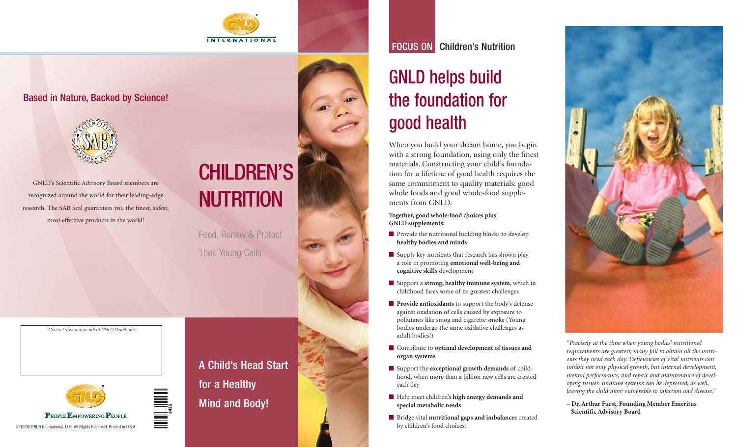GNLD INTERNATIONAL

## Based in Nature, Backed by Science!

SCIENTIFIC ADVISORY BOARD (SAB)

GNLD's Scientific Advisory Board members are recognized around the world for their leading-edge research. The SAB Seal guarantees you the finest, safest, most effective products in the world!

*Contact your independent GNLD Distributor:*

GNLD
PEOPLE EMPOWERING PEOPLE

8435

© 10/05 GNLD International, LLC. All Rights Reserved. Printed in U.S.A.

# CHILDREN'S NUTRITION

Feed, Renew & Protect Their Young Cells

## A Child's Head Start for a Healthy Mind and Body!

FOCUS ON Children's Nutrition

# GNLD helps build the foundation for good health

When you build your dream home, you begin with a strong foundation, using only the finest materials. Constructing your child's foundation for a lifetime of good health requires the same commitment to quality materials: good whole foods and good whole-food supplements from GNLD.

**Together, good whole-food choices plus GNLD supplements:**

- Provide the nutritional building blocks to develop **healthy bodies and minds**
- Supply key nutrients that research has shown play a role in promoting **emotional well-being and cognitive skills** development
- Support a **strong, healthy immune system**, which in childhood faces some of its greatest challenges
- **Provide antioxidants** to support the body's defense against oxidation of cells caused by exposure to pollutants like smog and cigarette smoke (Young bodies undergo the same oxidative challenges as adult bodies!)
- Contribute to **optimal development of tissues and organ systems**
- Support the **exceptional growth demands** of childhood, when more than a billion new cells are created each day
- Help meet children's **high energy demands and special metabolic needs**
- Bridge vital **nutritional gaps and imbalances** created by children's food choices.

*"Precisely at the time when young bodies' nutritional requirements are greatest, many fail to obtain all the nutrients they need each day. Deficiencies of vital nutrients can inhibit not only physical growth, but internal development, mental performance, and repair and maintenance of developing tissues. Immune systems can be depressed, as well, leaving the child more vulnerable to infection and disease."*

**– Dr. Arthur Furst, Founding Member Emeritus Scientific Advisory Board**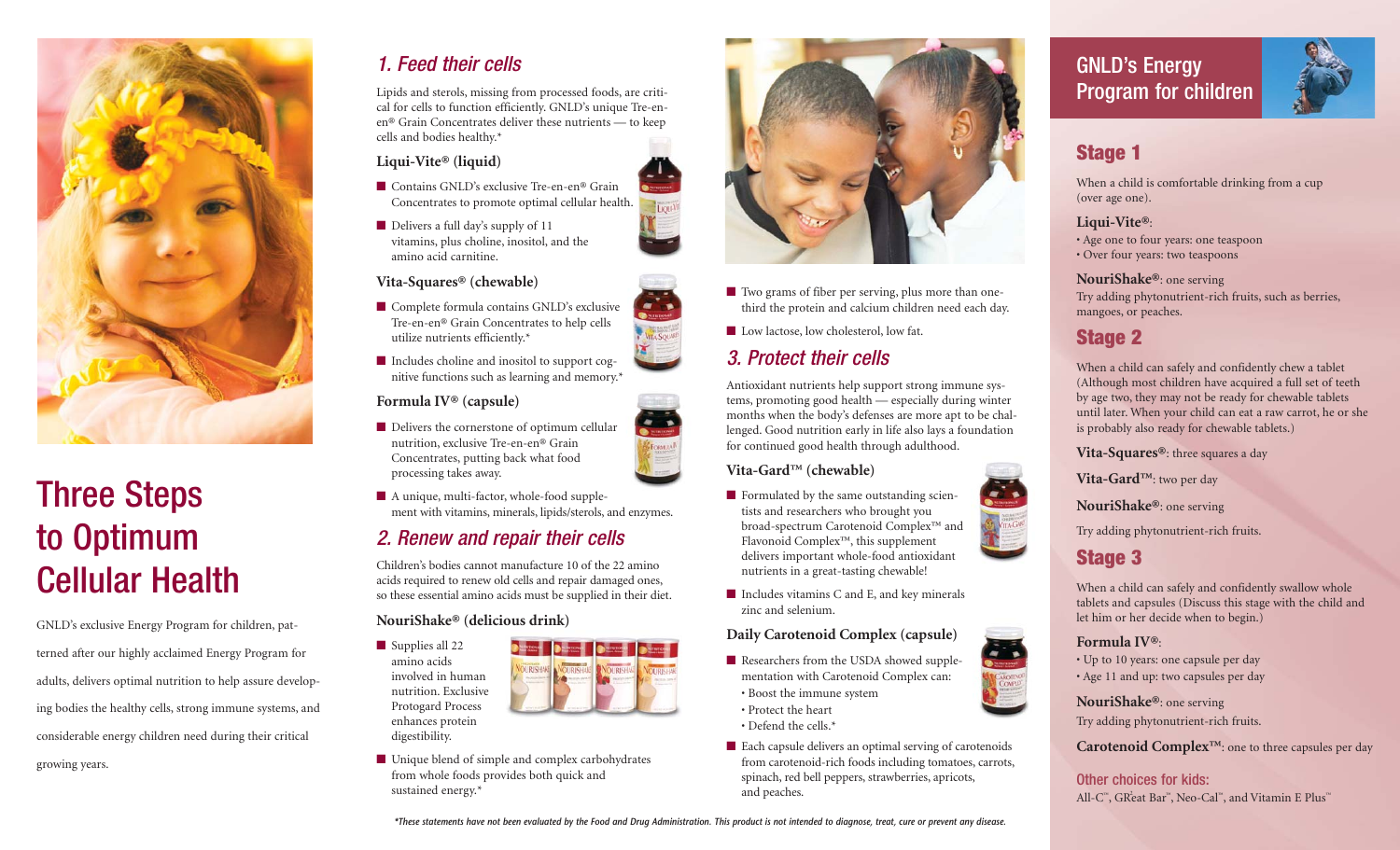# Three Steps to Optimum Cellular Health

GNLD's exclusive Energy Program for children, patterned after our highly acclaimed Energy Program for adults, delivers optimal nutrition to help assure developing bodies the healthy cells, strong immune systems, and considerable energy children need during their critical growing years.

## *1. Feed their cells*

Lipids and sterols, missing from processed foods, are critical for cells to function efficiently. GNLD's unique Tre-en-en® Grain Concentrates deliver these nutrients — to keep cells and bodies healthy.*

### Liqui-Vite® (liquid)

- Contains GNLD's exclusive Tre-en-en® Grain Concentrates to promote optimal cellular health.
- Delivers a full day's supply of 11 vitamins, plus choline, inositol, and the amino acid carnitine.

### Vita-Squares® (chewable)

- Complete formula contains GNLD's exclusive Tre-en-en® Grain Concentrates to help cells utilize nutrients efficiently.*
- Includes choline and inositol to support cognitive functions such as learning and memory.*

### Formula IV® (capsule)

- Delivers the cornerstone of optimum cellular nutrition, exclusive Tre-en-en® Grain Concentrates, putting back what food processing takes away.
- A unique, multi-factor, whole-food supplement with vitamins, minerals, lipids/sterols, and enzymes.

## *2. Renew and repair their cells*

Children's bodies cannot manufacture 10 of the 22 amino acids required to renew old cells and repair damaged ones, so these essential amino acids must be supplied in their diet.

### NouriShake® (delicious drink)

- Supplies all 22 amino acids involved in human nutrition. Exclusive Protogard Process enhances protein digestibility.
- Unique blend of simple and complex carbohydrates from whole foods provides both quick and sustained energy.*
- Two grams of fiber per serving, plus more than one-third the protein and calcium children need each day.
- Low lactose, low cholesterol, low fat.

## *3. Protect their cells*

Antioxidant nutrients help support strong immune systems, promoting good health — especially during winter months when the body's defenses are more apt to be challenged. Good nutrition early in life also lays a foundation for continued good health through adulthood.

### Vita-Gard™ (chewable)

- Formulated by the same outstanding scientists and researchers who brought you broad-spectrum Carotenoid Complex™ and Flavonoid Complex™, this supplement delivers important whole-food antioxidant nutrients in a great-tasting chewable!
- Includes vitamins C and E, and key minerals zinc and selenium.

### Daily Carotenoid Complex (capsule)

- Researchers from the USDA showed supplementation with Carotenoid Complex can:
  - Boost the immune system
  - Protect the heart
  - Defend the cells.*
- Each capsule delivers an optimal serving of carotenoids from carotenoid-rich foods including tomatoes, carrots, spinach, red bell peppers, strawberries, apricots, and peaches.

*These statements have not been evaluated by the Food and Drug Administration. This product is not intended to diagnose, treat, cure or prevent any disease.

## GNLD's Energy Program for children

### Stage 1

When a child is comfortable drinking from a cup (over age one).

**Liqui-Vite®**:
- Age one to four years: one teaspoon
- Over four years: two teaspoons

**NouriShake®**: one serving
Try adding phytonutrient-rich fruits, such as berries, mangoes, or peaches.

### Stage 2

When a child can safely and confidently chew a tablet (Although most children have acquired a full set of teeth by age two, they may not be ready for chewable tablets until later. When your child can eat a raw carrot, he or she is probably also ready for chewable tablets.)

**Vita-Squares®**: three squares a day

**Vita-Gard™**: two per day

**NouriShake®**: one serving

Try adding phytonutrient-rich fruits.

### Stage 3

When a child can safely and confidently swallow whole tablets and capsules (Discuss this stage with the child and let him or her decide when to begin.)

**Formula IV®**:
- Up to 10 years: one capsule per day
- Age 11 and up: two capsules per day

**NouriShake®**: one serving
Try adding phytonutrient-rich fruits.

**Carotenoid Complex™**: one to three capsules per day

**Other choices for kids:**
All-C™, GR8eat Bar™, Neo-Cal™, and Vitamin E Plus™